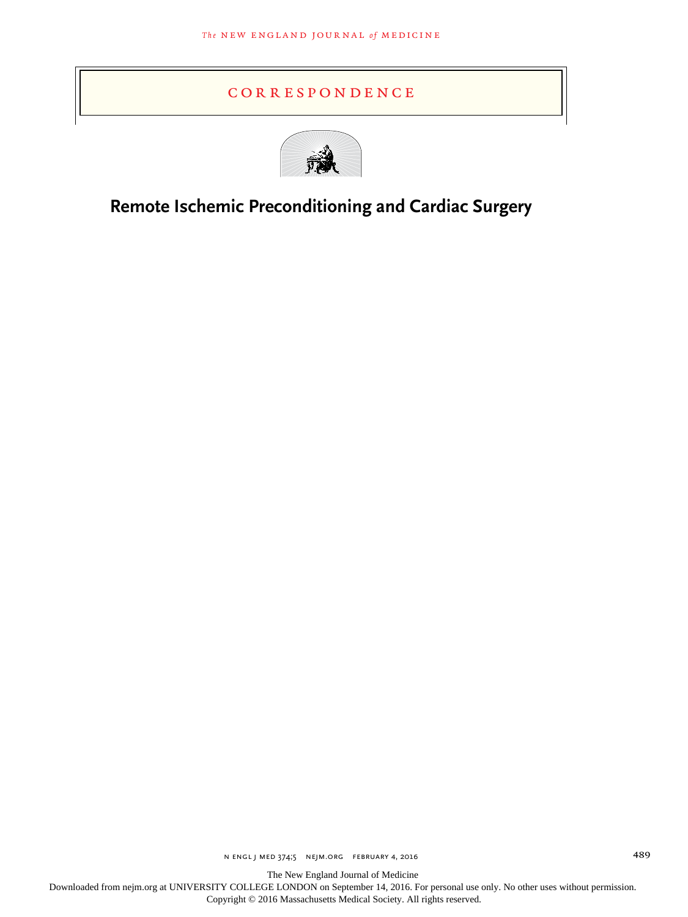# CORRESPONDENCE

## Remote Ischemic Preconditioning and Cardiac Surgery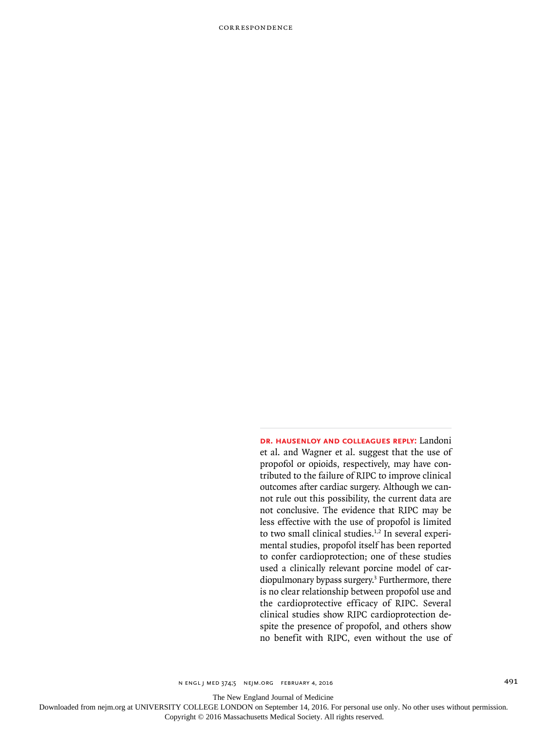**DR. HAUSENLOY AND COLLEAGUES REPLY:** Landoni et al. and Wagner et al. suggest that the use of propofol or opioids, respectively, may have contributed to the failure of RIPC to improve clinical outcomes after cardiac surgery. Although we cannot rule out this possibility, the current data are not conclusive. The evidence that RIPC may be less effective with the use of propofol is limited to two small clinical studies.[1,2] In several experimental studies, propofol itself has been reported to confer cardioprotection; one of these studies used a clinically relevant porcine model of cardiopulmonary bypass surgery.[3] Furthermore, there is no clear relationship between propofol use and the cardioprotective efficacy of RIPC. Several clinical studies show RIPC cardioprotection despite the presence of propofol, and others show no benefit with RIPC, even without the use of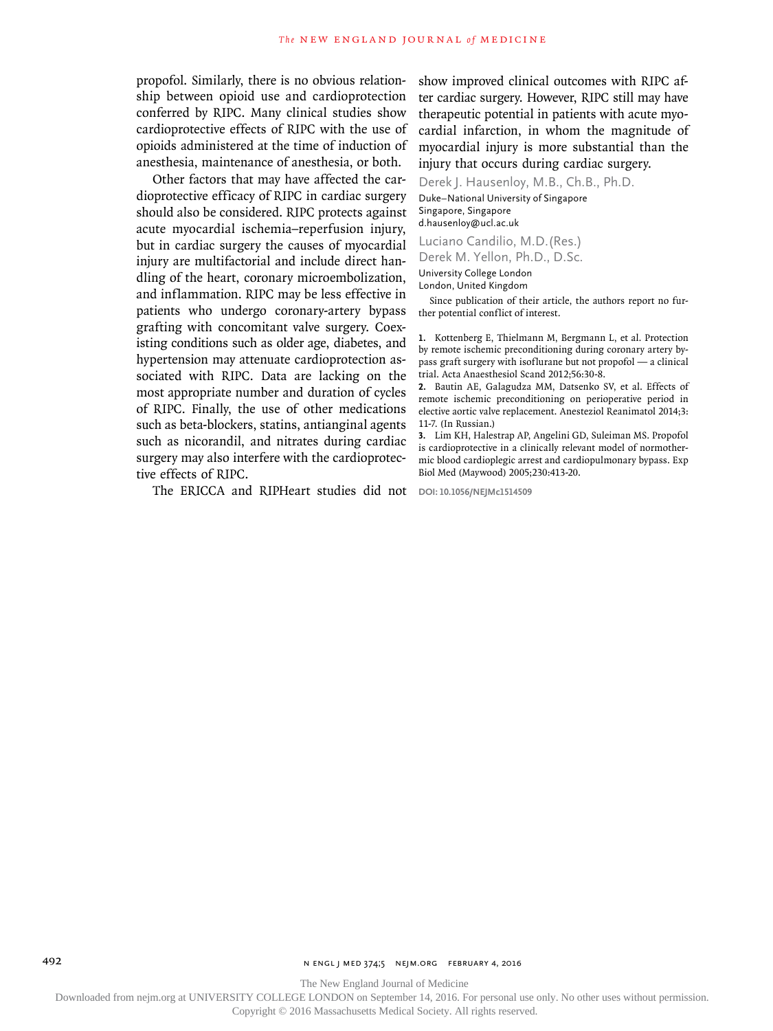propofol. Similarly, there is no obvious relationship between opioid use and cardioprotection conferred by RIPC. Many clinical studies show cardioprotective effects of RIPC with the use of opioids administered at the time of induction of anesthesia, maintenance of anesthesia, or both.

Other factors that may have affected the cardioprotective efficacy of RIPC in cardiac surgery should also be considered. RIPC protects against acute myocardial ischemia–reperfusion injury, but in cardiac surgery the causes of myocardial injury are multifactorial and include direct handling of the heart, coronary microembolization, and inflammation. RIPC may be less effective in patients who undergo coronary-artery bypass grafting with concomitant valve surgery. Coexisting conditions such as older age, diabetes, and hypertension may attenuate cardioprotection associated with RIPC. Data are lacking on the most appropriate number and duration of cycles of RIPC. Finally, the use of other medications such as beta-blockers, statins, antianginal agents such as nicorandil, and nitrates during cardiac surgery may also interfere with the cardioprotective effects of RIPC.

The ERICCA and RIPHeart studies did not show improved clinical outcomes with RIPC after cardiac surgery. However, RIPC still may have therapeutic potential in patients with acute myocardial infarction, in whom the magnitude of myocardial injury is more substantial than the injury that occurs during cardiac surgery.

Derek J. Hausenloy, M.B., Ch.B., Ph.D.
Duke–National University of Singapore
Singapore, Singapore
d.hausenloy@ucl.ac.uk

Luciano Candilio, M.D.(Res.)
Derek M. Yellon, Ph.D., D.Sc.
University College London
London, United Kingdom

Since publication of their article, the authors report no further potential conflict of interest.

1. Kottenberg E, Thielmann M, Bergmann L, et al. Protection by remote ischemic preconditioning during coronary artery bypass graft surgery with isoflurane but not propofol — a clinical trial. Acta Anaesthesiol Scand 2012;56:30-8.
2. Bautin AE, Galagudza MM, Datsenko SV, et al. Effects of remote ischemic preconditioning on perioperative period in elective aortic valve replacement. Anesteziol Reanimatol 2014;3:11-7. (In Russian.)
3. Lim KH, Halestrap AP, Angelini GD, Suleiman MS. Propofol is cardioprotective in a clinically relevant model of normothermic blood cardioplegic arrest and cardiopulmonary bypass. Exp Biol Med (Maywood) 2005;230:413-20.

DOI: 10.1056/NEJMc1514509